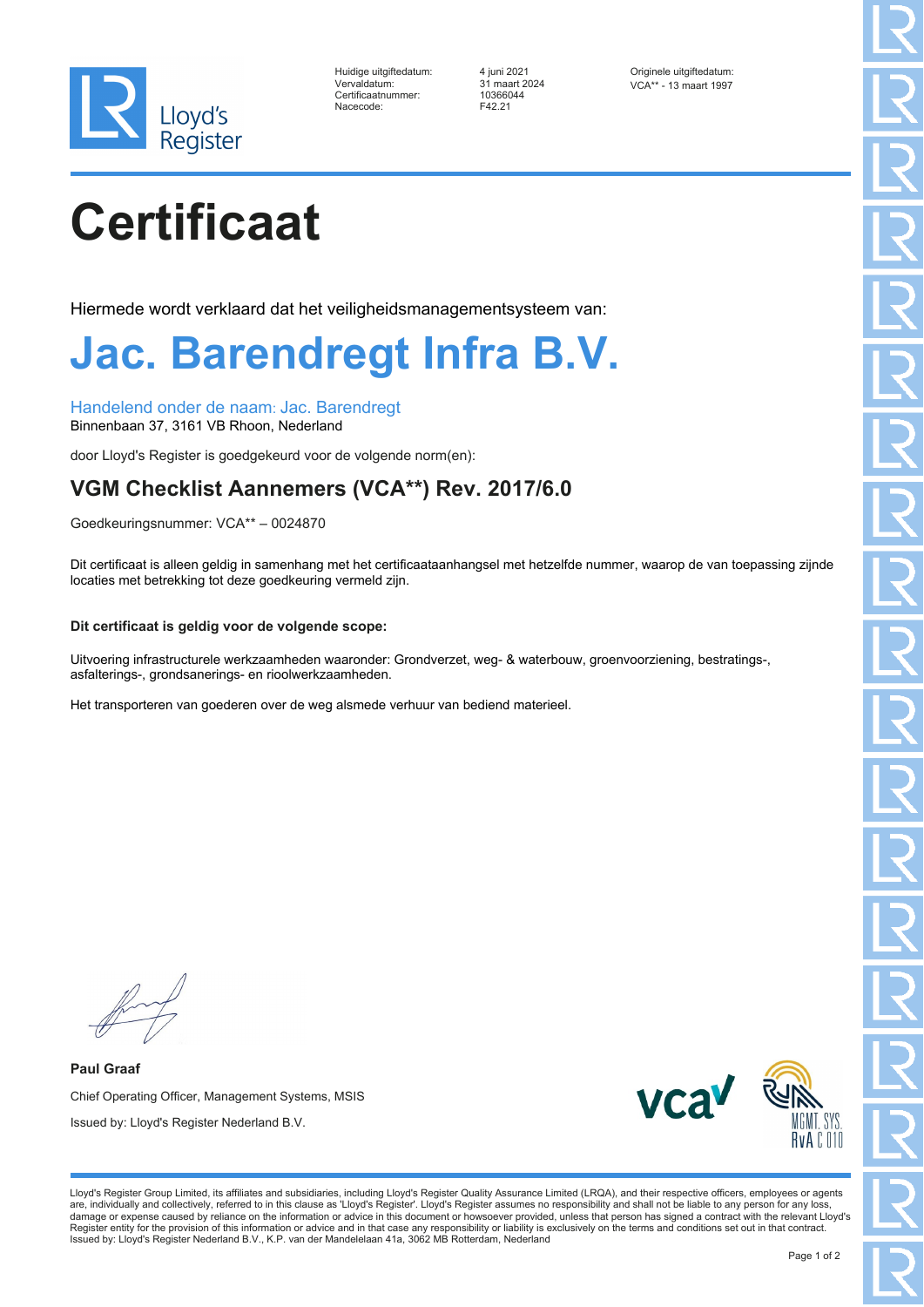Lloyd's Register

| | | |
|---|---|---|
| Huidige uitgiftedatum: | 4 juni 2021 | Originele uitgiftedatum: |
| Vervaldatum: | 31 maart 2024 | VCA** - 13 maart 1997 |
| Certificaatnummer: | 10366044 | |
| Nacecode: | F42.21 | |

# Certificaat

Hiermede wordt verklaard dat het veiligheidsmanagementsysteem van:

# Jac. Barendregt Infra B.V.

Handelend onder de naam: Jac. Barendregt
Binnenbaan 37, 3161 VB Rhoon, Nederland

door Lloyd's Register is goedgekeurd voor de volgende norm(en):

## VGM Checklist Aannemers (VCA**) Rev. 2017/6.0

Goedkeuringsnummer: VCA** – 0024870

Dit certificaat is alleen geldig in samenhang met het certificaataanhangsel met hetzelfde nummer, waarop de van toepassing zijnde locaties met betrekking tot deze goedkeuring vermeld zijn.

**Dit certificaat is geldig voor de volgende scope:**

Uitvoering infrastructurele werkzaamheden waaronder: Grondverzet, weg- & waterbouw, groenvoorziening, bestratings-, asfalterings-, grondsanerings- en rioolwerkzaamheden.

Het transporteren van goederen over de weg alsmede verhuur van bediend materieel.

**Paul Graaf**
Chief Operating Officer, Management Systems, MSIS
Issued by: Lloyd's Register Nederland B.V.

vca

MGMT. SYS. RvA C 010

Lloyd's Register Group Limited, its affiliates and subsidiaries, including Lloyd's Register Quality Assurance Limited (LRQA), and their respective officers, employees or agents are, individually and collectively, referred to in this clause as 'Lloyd's Register'. Lloyd's Register assumes no responsibility and shall not be liable to any person for any loss, damage or expense caused by reliance on the information or advice in this document or howsoever provided, unless that person has signed a contract with the relevant Lloyd's Register entity for the provision of this information or advice and in that case any responsibility or liability is exclusively on the terms and conditions set out in that contract.
Issued by: Lloyd's Register Nederland B.V., K.P. van der Mandelelaan 41a, 3062 MB Rotterdam, Nederland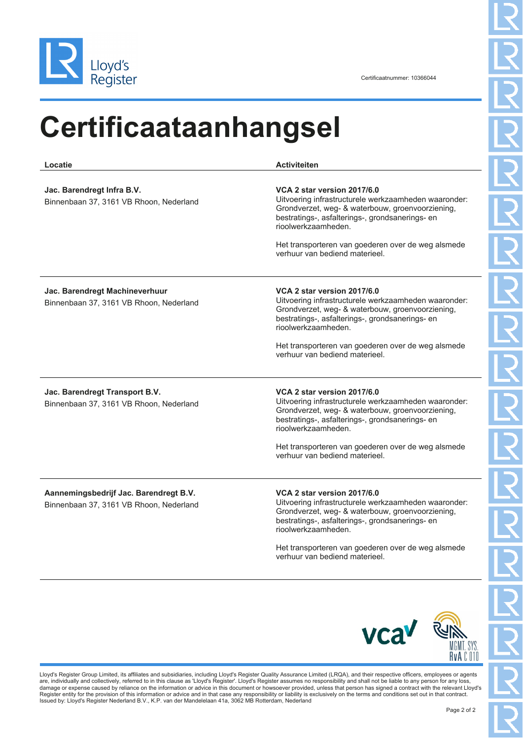Certificaatnummer: 10366044

# Certificaataanhangsel

| Locatie | Activiteiten |
|---|---|
| **Jac. Barendregt Infra B.V.**<br>Binnenbaan 37, 3161 VB Rhoon, Nederland | **VCA 2 star version 2017/6.0**<br>Uitvoering infrastructurele werkzaamheden waaronder: Grondverzet, weg- & waterbouw, groenvoorziening, bestratings-, asfalterings-, grondsanerings- en rioolwerkzaamheden.<br><br>Het transporteren van goederen over de weg alsmede verhuur van bediend materieel. |
| **Jac. Barendregt Machineverhuur**<br>Binnenbaan 37, 3161 VB Rhoon, Nederland | **VCA 2 star version 2017/6.0**<br>Uitvoering infrastructurele werkzaamheden waaronder: Grondverzet, weg- & waterbouw, groenvoorziening, bestratings-, asfalterings-, grondsanerings- en rioolwerkzaamheden.<br><br>Het transporteren van goederen over de weg alsmede verhuur van bediend materieel. |
| **Jac. Barendregt Transport B.V.**<br>Binnenbaan 37, 3161 VB Rhoon, Nederland | **VCA 2 star version 2017/6.0**<br>Uitvoering infrastructurele werkzaamheden waaronder: Grondverzet, weg- & waterbouw, groenvoorziening, bestratings-, asfalterings-, grondsanerings- en rioolwerkzaamheden.<br><br>Het transporteren van goederen over de weg alsmede verhuur van bediend materieel. |
| **Aannemingsbedrijf Jac. Barendregt B.V.**<br>Binnenbaan 37, 3161 VB Rhoon, Nederland | **VCA 2 star version 2017/6.0**<br>Uitvoering infrastructurele werkzaamheden waaronder: Grondverzet, weg- & waterbouw, groenvoorziening, bestratings-, asfalterings-, grondsanerings- en rioolwerkzaamheden.<br><br>Het transporteren van goederen over de weg alsmede verhuur van bediend materieel. |

MGMT. SYS. RvA C 010

Lloyd's Register Group Limited, its affiliates and subsidiaries, including Lloyd's Register Quality Assurance Limited (LRQA), and their respective officers, employees or agents are, individually and collectively, referred to in this clause as 'Lloyd's Register'. Lloyd's Register assumes no responsibility and shall not be liable to any person for any loss, damage or expense caused by reliance on the information or advice in this document or howsoever provided, unless that person has signed a contract with the relevant Lloyd's Register entity for the provision of this information or advice and in that case any responsibility or liability is exclusively on the terms and conditions set out in that contract.
Issued by: Lloyd's Register Nederland B.V., K.P. van der Mandelelaan 41a, 3062 MB Rotterdam, Nederland